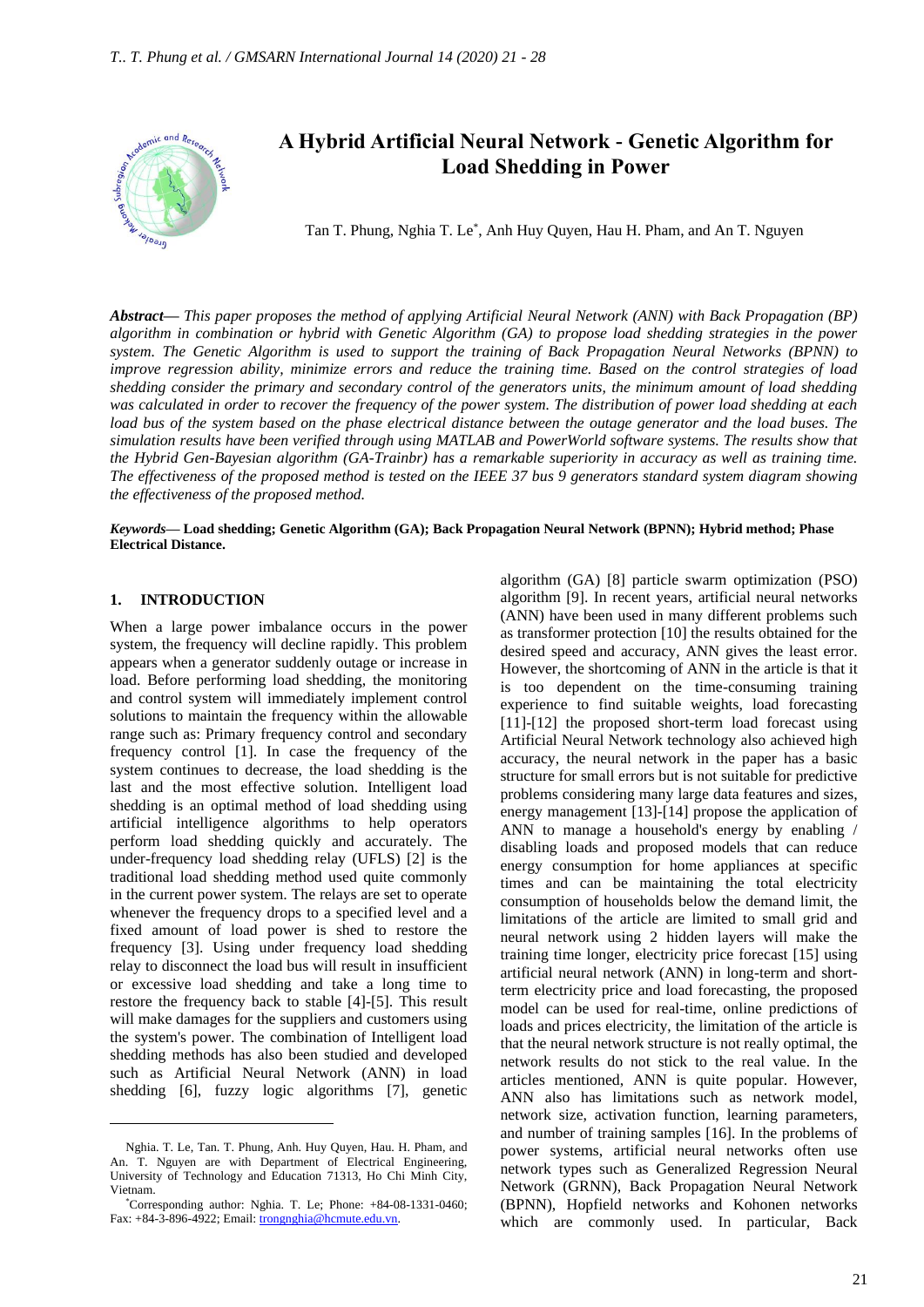# A Hybrid Artificial Neural Network - Genetic Algorithm for Load Shedding in Power

Tan T. Phung, Nghia T. Le*, Anh Huy Quyen, Hau H. Pham, and An T. Nguyen

***Abstract*— *This paper proposes the method of applying Artificial Neural Network (ANN) with Back Propagation (BP) algorithm in combination or hybrid with Genetic Algorithm (GA) to propose load shedding strategies in the power system. The Genetic Algorithm is used to support the training of Back Propagation Neural Networks (BPNN) to improve regression ability, minimize errors and reduce the training time. Based on the control strategies of load shedding consider the primary and secondary control of the generators units, the minimum amount of load shedding was calculated in order to recover the frequency of the power system. The distribution of power load shedding at each load bus of the system based on the phase electrical distance between the outage generator and the load buses. The simulation results have been verified through using MATLAB and PowerWorld software systems. The results show that the Hybrid Gen-Bayesian algorithm (GA-Trainbr) has a remarkable superiority in accuracy as well as training time. The effectiveness of the proposed method is tested on the IEEE 37 bus 9 generators standard system diagram showing the effectiveness of the proposed method.*

***Keywords*— Load shedding; Genetic Algorithm (GA); Back Propagation Neural Network (BPNN); Hybrid method; Phase Electrical Distance.**

## 1. INTRODUCTION

When a large power imbalance occurs in the power system, the frequency will decline rapidly. This problem appears when a generator suddenly outage or increase in load. Before performing load shedding, the monitoring and control system will immediately implement control solutions to maintain the frequency within the allowable range such as: Primary frequency control and secondary frequency control [1]. In case the frequency of the system continues to decrease, the load shedding is the last and the most effective solution. Intelligent load shedding is an optimal method of load shedding using artificial intelligence algorithms to help operators perform load shedding quickly and accurately. The under-frequency load shedding relay (UFLS) [2] is the traditional load shedding method used quite commonly in the current power system. The relays are set to operate whenever the frequency drops to a specified level and a fixed amount of load power is shed to restore the frequency [3]. Using under frequency load shedding relay to disconnect the load bus will result in insufficient or excessive load shedding and take a long time to restore the frequency back to stable [4]-[5]. This result will make damages for the suppliers and customers using the system's power. The combination of Intelligent load shedding methods has also been studied and developed such as Artificial Neural Network (ANN) in load shedding [6], fuzzy logic algorithms [7], genetic algorithm (GA) [8] particle swarm optimization (PSO) algorithm [9]. In recent years, artificial neural networks (ANN) have been used in many different problems such as transformer protection [10] the results obtained for the desired speed and accuracy, ANN gives the least error. However, the shortcoming of ANN in the article is that it is too dependent on the time-consuming training experience to find suitable weights, load forecasting [11]-[12] the proposed short-term load forecast using Artificial Neural Network technology also achieved high accuracy, the neural network in the paper has a basic structure for small errors but is not suitable for predictive problems considering many large data features and sizes, energy management [13]-[14] propose the application of ANN to manage a household's energy by enabling / disabling loads and proposed models that can reduce energy consumption for home appliances at specific times and can be maintaining the total electricity consumption of households below the demand limit, the limitations of the article are limited to small grid and neural network using 2 hidden layers will make the training time longer, electricity price forecast [15] using artificial neural network (ANN) in long-term and short-term electricity price and load forecasting, the proposed model can be used for real-time, online predictions of loads and prices electricity, the limitation of the article is that the neural network structure is not really optimal, the network results do not stick to the real value. In the articles mentioned, ANN is quite popular. However, ANN also has limitations such as network model, network size, activation function, learning parameters, and number of training samples [16]. In the problems of power systems, artificial neural networks often use network types such as Generalized Regression Neural Network (GRNN), Back Propagation Neural Network (BPNN), Hopfield networks and Kohonen networks which are commonly used. In particular, Back

---

Nghia. T. Le, Tan. T. Phung, Anh. Huy Quyen, Hau. H. Pham, and An. T. Nguyen are with Department of Electrical Engineering, University of Technology and Education 71313, Ho Chi Minh City, Vietnam.

*Corresponding author: Nghia. T. Le; Phone: +84-08-1331-0460; Fax: +84-3-896-4922; Email: trongnghia@hcmute.edu.vn.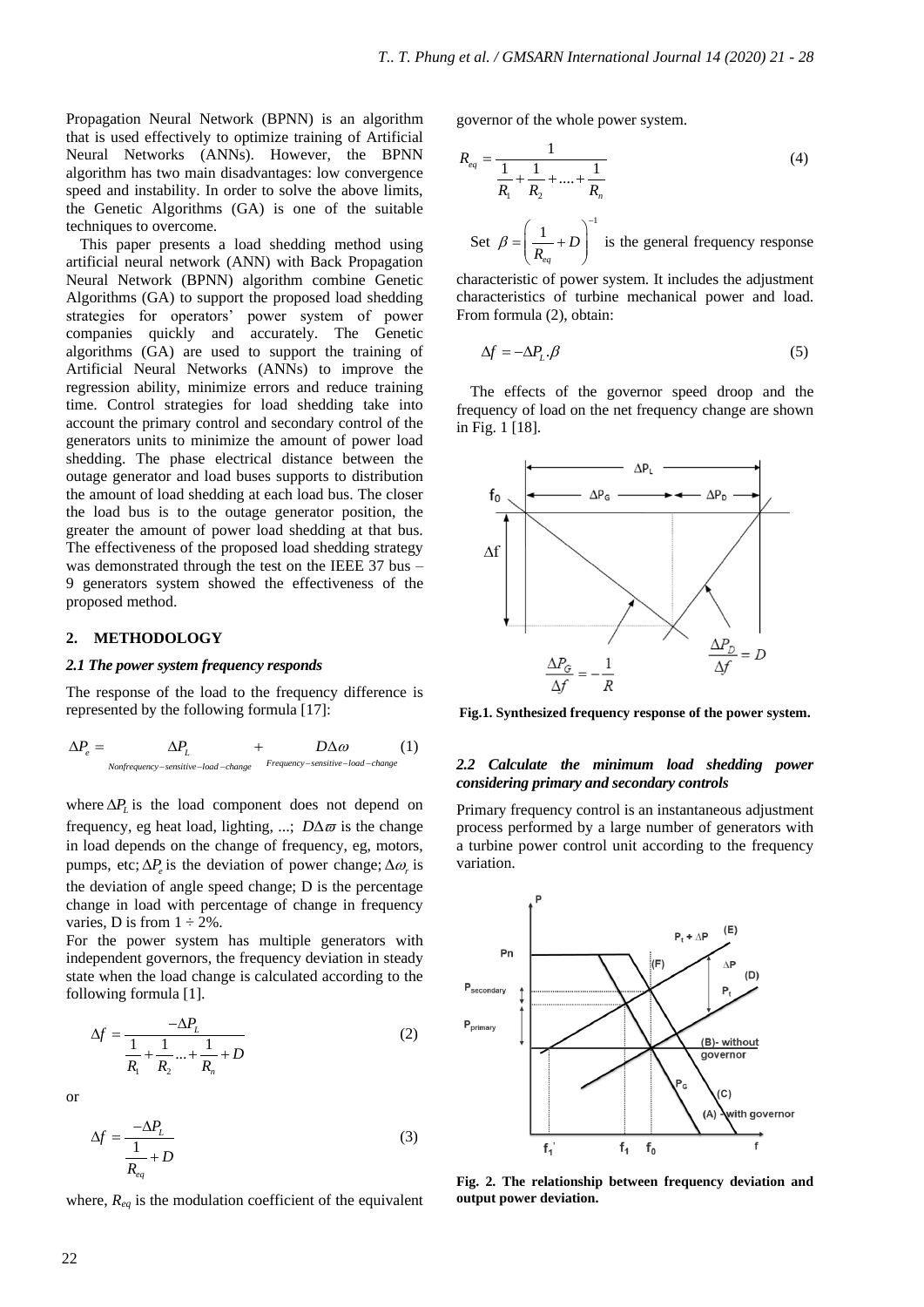Propagation Neural Network (BPNN) is an algorithm that is used effectively to optimize training of Artificial Neural Networks (ANNs). However, the BPNN algorithm has two main disadvantages: low convergence speed and instability. In order to solve the above limits, the Genetic Algorithms (GA) is one of the suitable techniques to overcome.

This paper presents a load shedding method using artificial neural network (ANN) with Back Propagation Neural Network (BPNN) algorithm combine Genetic Algorithms (GA) to support the proposed load shedding strategies for operators' power system of power companies quickly and accurately. The Genetic algorithms (GA) are used to support the training of Artificial Neural Networks (ANNs) to improve the regression ability, minimize errors and reduce training time. Control strategies for load shedding take into account the primary control and secondary control of the generators units to minimize the amount of power load shedding. The phase electrical distance between the outage generator and load buses supports to distribution the amount of load shedding at each load bus. The closer the load bus is to the outage generator position, the greater the amount of power load shedding at that bus. The effectiveness of the proposed load shedding strategy was demonstrated through the test on the IEEE 37 bus – 9 generators system showed the effectiveness of the proposed method.

## 2. METHODOLOGY

### *2.1 The power system frequency responds*

The response of the load to the frequency difference is represented by the following formula [17]:

$$\Delta P_e = \underbrace{\Delta P_L}_{Nonfrequency-sensitive-load-change} + \underbrace{D\Delta\omega}_{Frequency-sensitive-load-change} \tag{1}$$

where $\Delta P_L$ is the load component does not depend on frequency, eg heat load, lighting, ...; $D\Delta\varpi$ is the change in load depends on the change of frequency, eg, motors, pumps, etc; $\Delta P_e$ is the deviation of power change; $\Delta\omega_r$ is the deviation of angle speed change; D is the percentage change in load with percentage of change in frequency varies, D is from 1 ÷ 2%.

For the power system has multiple generators with independent governors, the frequency deviation in steady state when the load change is calculated according to the following formula [1].

$$\Delta f = \frac{-\Delta P_L}{\dfrac{1}{R_1} + \dfrac{1}{R_2} ... + \dfrac{1}{R_n} + D} \tag{2}$$

or

$$\Delta f = \frac{-\Delta P_L}{\dfrac{1}{R_{eq}} + D} \tag{3}$$

where, $R_{eq}$ is the modulation coefficient of the equivalent governor of the whole power system.

$$R_{eq} = \frac{1}{\dfrac{1}{R_1} + \dfrac{1}{R_2} + .... + \dfrac{1}{R_n}} \tag{4}$$

Set $\beta = \left(\dfrac{1}{R_{eq}} + D\right)^{-1}$ is the general frequency response characteristic of power system. It includes the adjustment characteristics of turbine mechanical power and load. From formula (2), obtain:

$$\Delta f = -\Delta P_L . \beta \tag{5}$$

The effects of the governor speed droop and the frequency of load on the net frequency change are shown in Fig. 1 [18].

**Fig.1. Synthesized frequency response of the power system.**

### *2.2 Calculate the minimum load shedding power considering primary and secondary controls*

Primary frequency control is an instantaneous adjustment process performed by a large number of generators with a turbine power control unit according to the frequency variation.

**Fig. 2. The relationship between frequency deviation and output power deviation.**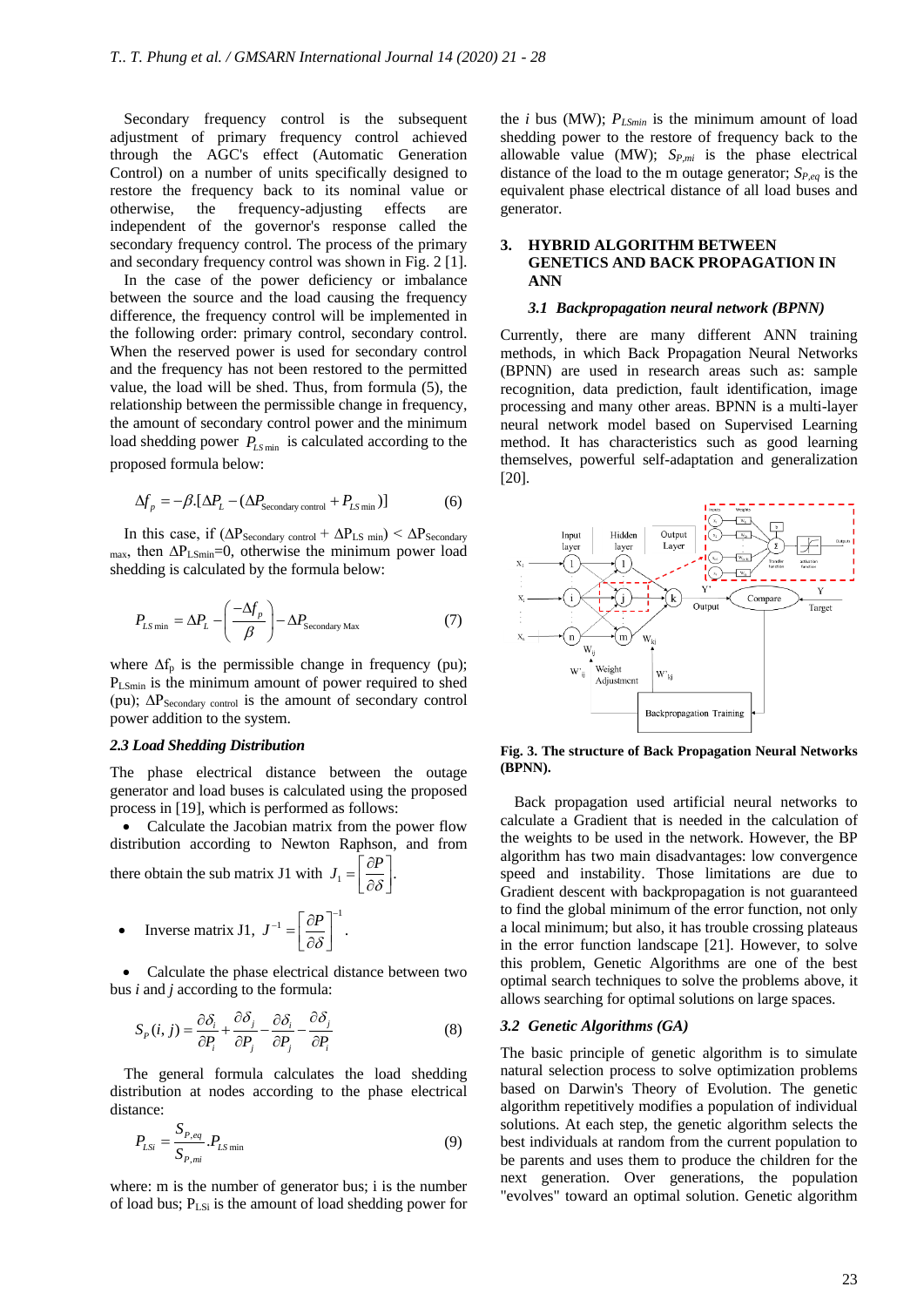Secondary frequency control is the subsequent adjustment of primary frequency control achieved through the AGC's effect (Automatic Generation Control) on a number of units specifically designed to restore the frequency back to its nominal value or otherwise, the frequency-adjusting effects are independent of the governor's response called the secondary frequency control. The process of the primary and secondary frequency control was shown in Fig. 2 [1].

In the case of the power deficiency or imbalance between the source and the load causing the frequency difference, the frequency control will be implemented in the following order: primary control, secondary control. When the reserved power is used for secondary control and the frequency has not been restored to the permitted value, the load will be shed. Thus, from formula (5), the relationship between the permissible change in frequency, the amount of secondary control power and the minimum load shedding power $P_{LS\min}$ is calculated according to the proposed formula below:

$$\Delta f_p = -\beta.[\Delta P_L - (\Delta P_{\text{Secondary control}} + P_{LS\min})] \tag{6}$$

In this case, if $(\Delta P_{\text{Secondary control}} + \Delta P_{LS\min}) < \Delta P_{\text{Secondary max}}$, then $\Delta P_{LS\min}=0$, otherwise the minimum power load shedding is calculated by the formula below:

$$P_{LS\min} = \Delta P_L - \left(\frac{-\Delta f_p}{\beta}\right) - \Delta P_{\text{Secondary Max}} \tag{7}$$

where $\Delta f_p$ is the permissible change in frequency (pu); $P_{LS\min}$ is the minimum amount of power required to shed (pu); $\Delta P_{\text{Secondary control}}$ is the amount of secondary control power addition to the system.

### 2.3 Load Shedding Distribution

The phase electrical distance between the outage generator and load buses is calculated using the proposed process in [19], which is performed as follows:

- Calculate the Jacobian matrix from the power flow distribution according to Newton Raphson, and from there obtain the sub matrix J1 with $J_1 = \left[\frac{\partial P}{\partial \delta}\right]$.
- Inverse matrix J1, $J^{-1} = \left[\frac{\partial P}{\partial \delta}\right]^{-1}$.
- Calculate the phase electrical distance between two bus $i$ and $j$ according to the formula:

$$S_P(i,j) = \frac{\partial \delta_i}{\partial P_i} + \frac{\partial \delta_j}{\partial P_j} - \frac{\partial \delta_i}{\partial P_j} - \frac{\partial \delta_j}{\partial P_i} \tag{8}$$

The general formula calculates the load shedding distribution at nodes according to the phase electrical distance:

$$P_{LSi} = \frac{S_{P,eq}}{S_{P,mi}}.P_{LS\min} \tag{9}$$

where: m is the number of generator bus; i is the number of load bus; $P_{LSi}$ is the amount of load shedding power for the $i$ bus (MW); $P_{LSmin}$ is the minimum amount of load shedding power to the restore of frequency back to the allowable value (MW); $S_{P,mi}$ is the phase electrical distance of the load to the m outage generator; $S_{P,eq}$ is the equivalent phase electrical distance of all load buses and generator.

## 3. HYBRID ALGORITHM BETWEEN GENETICS AND BACK PROPAGATION IN ANN

### 3.1 Backpropagation neural network (BPNN)

Currently, there are many different ANN training methods, in which Back Propagation Neural Networks (BPNN) are used in research areas such as: sample recognition, data prediction, fault identification, image processing and many other areas. BPNN is a multi-layer neural network model based on Supervised Learning method. It has characteristics such as good learning themselves, powerful self-adaptation and generalization [20].

**Fig. 3. The structure of Back Propagation Neural Networks (BPNN).**

Back propagation used artificial neural networks to calculate a Gradient that is needed in the calculation of the weights to be used in the network. However, the BP algorithm has two main disadvantages: low convergence speed and instability. Those limitations are due to Gradient descent with backpropagation is not guaranteed to find the global minimum of the error function, not only a local minimum; but also, it has trouble crossing plateaus in the error function landscape [21]. However, to solve this problem, Genetic Algorithms are one of the best optimal search techniques to solve the problems above, it allows searching for optimal solutions on large spaces.

### 3.2 Genetic Algorithms (GA)

The basic principle of genetic algorithm is to simulate natural selection process to solve optimization problems based on Darwin's Theory of Evolution. The genetic algorithm repetitively modifies a population of individual solutions. At each step, the genetic algorithm selects the best individuals at random from the current population to be parents and uses them to produce the children for the next generation. Over generations, the population "evolves" toward an optimal solution. Genetic algorithm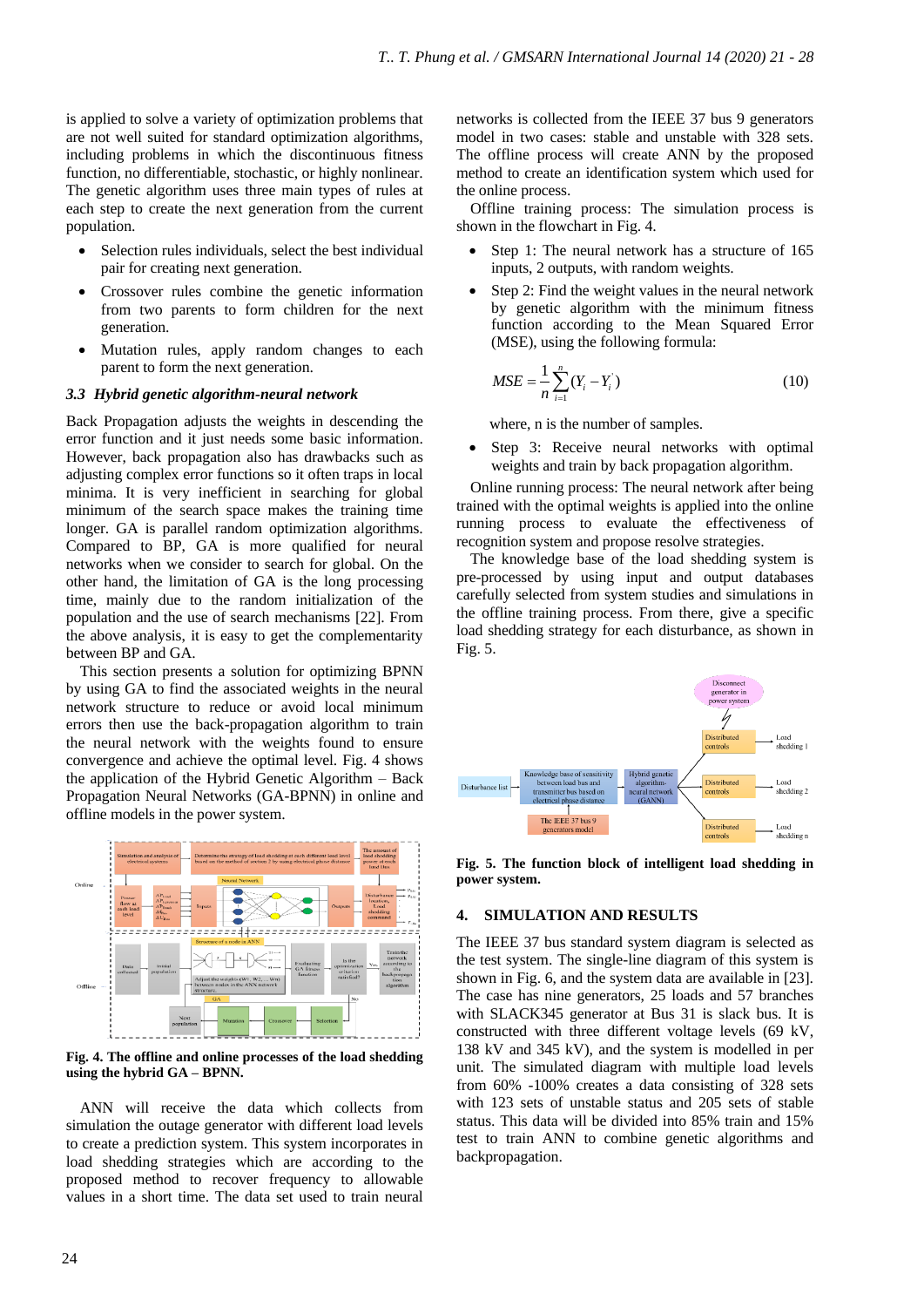is applied to solve a variety of optimization problems that are not well suited for standard optimization algorithms, including problems in which the discontinuous fitness function, no differentiable, stochastic, or highly nonlinear. The genetic algorithm uses three main types of rules at each step to create the next generation from the current population.

- Selection rules individuals, select the best individual pair for creating next generation.
- Crossover rules combine the genetic information from two parents to form children for the next generation.
- Mutation rules, apply random changes to each parent to form the next generation.

### 3.3 Hybrid genetic algorithm-neural network

Back Propagation adjusts the weights in descending the error function and it just needs some basic information. However, back propagation also has drawbacks such as adjusting complex error functions so it often traps in local minima. It is very inefficient in searching for global minimum of the search space makes the training time longer. GA is parallel random optimization algorithms. Compared to BP, GA is more qualified for neural networks when we consider to search for global. On the other hand, the limitation of GA is the long processing time, mainly due to the random initialization of the population and the use of search mechanisms [22]. From the above analysis, it is easy to get the complementarity between BP and GA.

This section presents a solution for optimizing BPNN by using GA to find the associated weights in the neural network structure to reduce or avoid local minimum errors then use the back-propagation algorithm to train the neural network with the weights found to ensure convergence and achieve the optimal level. Fig. 4 shows the application of the Hybrid Genetic Algorithm – Back Propagation Neural Networks (GA-BPNN) in online and offline models in the power system.

**Fig. 4. The offline and online processes of the load shedding using the hybrid GA – BPNN.**

ANN will receive the data which collects from simulation the outage generator with different load levels to create a prediction system. This system incorporates in load shedding strategies which are according to the proposed method to recover frequency to allowable values in a short time. The data set used to train neural networks is collected from the IEEE 37 bus 9 generators model in two cases: stable and unstable with 328 sets. The offline process will create ANN by the proposed method to create an identification system which used for the online process.

Offline training process: The simulation process is shown in the flowchart in Fig. 4.

- Step 1: The neural network has a structure of 165 inputs, 2 outputs, with random weights.
- Step 2: Find the weight values in the neural network by genetic algorithm with the minimum fitness function according to the Mean Squared Error (MSE), using the following formula:

$$MSE = \frac{1}{n}\sum_{i=1}^{n}(Y_i - Y_i^{'}) \qquad (10)$$

where, n is the number of samples.

- Step 3: Receive neural networks with optimal weights and train by back propagation algorithm.

Online running process: The neural network after being trained with the optimal weights is applied into the online running process to evaluate the effectiveness of recognition system and propose resolve strategies.

The knowledge base of the load shedding system is pre-processed by using input and output databases carefully selected from system studies and simulations in the offline training process. From there, give a specific load shedding strategy for each disturbance, as shown in Fig. 5.

**Fig. 5. The function block of intelligent load shedding in power system.**

## 4. SIMULATION AND RESULTS

The IEEE 37 bus standard system diagram is selected as the test system. The single-line diagram of this system is shown in Fig. 6, and the system data are available in [23]. The case has nine generators, 25 loads and 57 branches with SLACK345 generator at Bus 31 is slack bus. It is constructed with three different voltage levels (69 kV, 138 kV and 345 kV), and the system is modelled in per unit. The simulated diagram with multiple load levels from 60% -100% creates a data consisting of 328 sets with 123 sets of unstable status and 205 sets of stable status. This data will be divided into 85% train and 15% test to train ANN to combine genetic algorithms and backpropagation.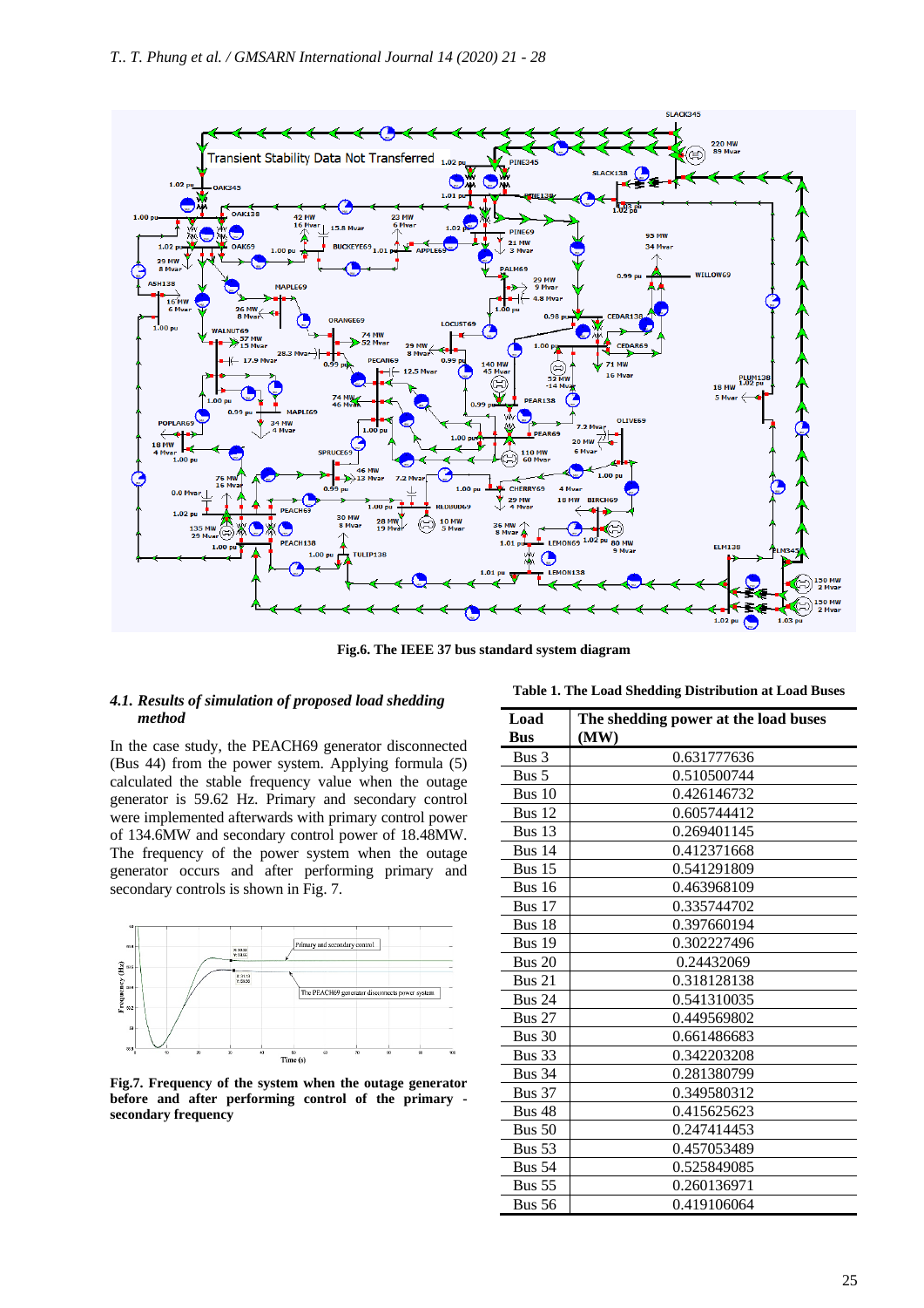Fig.6. The IEEE 37 bus standard system diagram

### *4.1. Results of simulation of proposed load shedding method*

In the case study, the PEACH69 generator disconnected (Bus 44) from the power system. Applying formula (5) calculated the stable frequency value when the outage generator is 59.62 Hz. Primary and secondary control were implemented afterwards with primary control power of 134.6MW and secondary control power of 18.48MW. The frequency of the power system when the outage generator occurs and after performing primary and secondary controls is shown in Fig. 7.

**Fig.7. Frequency of the system when the outage generator before and after performing control of the primary - secondary frequency**

**Table 1. The Load Shedding Distribution at Load Buses**

| Load Bus | The shedding power at the load buses (MW) |
|---|---|
| Bus 3 | 0.631777636 |
| Bus 5 | 0.510500744 |
| Bus 10 | 0.426146732 |
| Bus 12 | 0.605744412 |
| Bus 13 | 0.269401145 |
| Bus 14 | 0.412371668 |
| Bus 15 | 0.541291809 |
| Bus 16 | 0.463968109 |
| Bus 17 | 0.335744702 |
| Bus 18 | 0.397660194 |
| Bus 19 | 0.302227496 |
| Bus 20 | 0.24432069 |
| Bus 21 | 0.318128138 |
| Bus 24 | 0.541310035 |
| Bus 27 | 0.449569802 |
| Bus 30 | 0.661486683 |
| Bus 33 | 0.342203208 |
| Bus 34 | 0.281380799 |
| Bus 37 | 0.349580312 |
| Bus 48 | 0.415625623 |
| Bus 50 | 0.247414453 |
| Bus 53 | 0.457053489 |
| Bus 54 | 0.525849085 |
| Bus 55 | 0.260136971 |
| Bus 56 | 0.419106064 |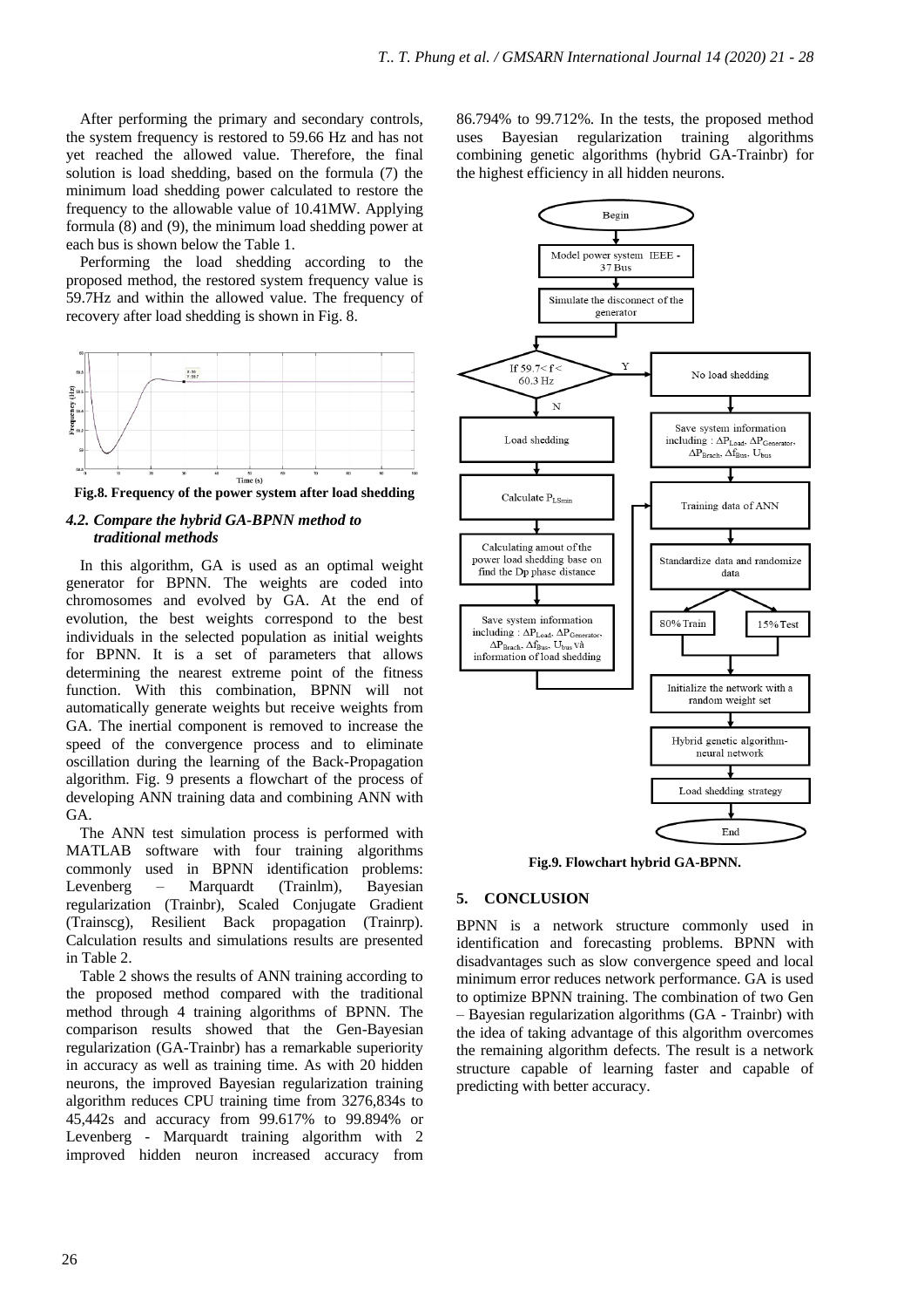After performing the primary and secondary controls, the system frequency is restored to 59.66 Hz and has not yet reached the allowed value. Therefore, the final solution is load shedding, based on the formula (7) the minimum load shedding power calculated to restore the frequency to the allowable value of 10.41MW. Applying formula (8) and (9), the minimum load shedding power at each bus is shown below the Table 1.

Performing the load shedding according to the proposed method, the restored system frequency value is 59.7Hz and within the allowed value. The frequency of recovery after load shedding is shown in Fig. 8.

**Fig.8. Frequency of the power system after load shedding**

### *4.2. Compare the hybrid GA-BPNN method to traditional methods*

In this algorithm, GA is used as an optimal weight generator for BPNN. The weights are coded into chromosomes and evolved by GA. At the end of evolution, the best weights correspond to the best individuals in the selected population as initial weights for BPNN. It is a set of parameters that allows determining the nearest extreme point of the fitness function. With this combination, BPNN will not automatically generate weights but receive weights from GA. The inertial component is removed to increase the speed of the convergence process and to eliminate oscillation during the learning of the Back-Propagation algorithm. Fig. 9 presents a flowchart of the process of developing ANN training data and combining ANN with GA.

The ANN test simulation process is performed with MATLAB software with four training algorithms commonly used in BPNN identification problems: Levenberg – Marquardt (Trainlm), Bayesian regularization (Trainbr), Scaled Conjugate Gradient (Trainscg), Resilient Back propagation (Trainrp). Calculation results and simulations results are presented in Table 2.

Table 2 shows the results of ANN training according to the proposed method compared with the traditional method through 4 training algorithms of BPNN. The comparison results showed that the Gen-Bayesian regularization (GA-Trainbr) has a remarkable superiority in accuracy as well as training time. As with 20 hidden neurons, the improved Bayesian regularization training algorithm reduces CPU training time from 3276,834s to 45,442s and accuracy from 99.617% to 99.894% or Levenberg - Marquardt training algorithm with 2 improved hidden neuron increased accuracy from 86.794% to 99.712%. In the tests, the proposed method uses Bayesian regularization training algorithms combining genetic algorithms (hybrid GA-Trainbr) for the highest efficiency in all hidden neurons.

**Fig.9. Flowchart hybrid GA-BPNN.**

## 5. CONCLUSION

BPNN is a network structure commonly used in identification and forecasting problems. BPNN with disadvantages such as slow convergence speed and local minimum error reduces network performance. GA is used to optimize BPNN training. The combination of two Gen – Bayesian regularization algorithms (GA - Trainbr) with the idea of taking advantage of this algorithm overcomes the remaining algorithm defects. The result is a network structure capable of learning faster and capable of predicting with better accuracy.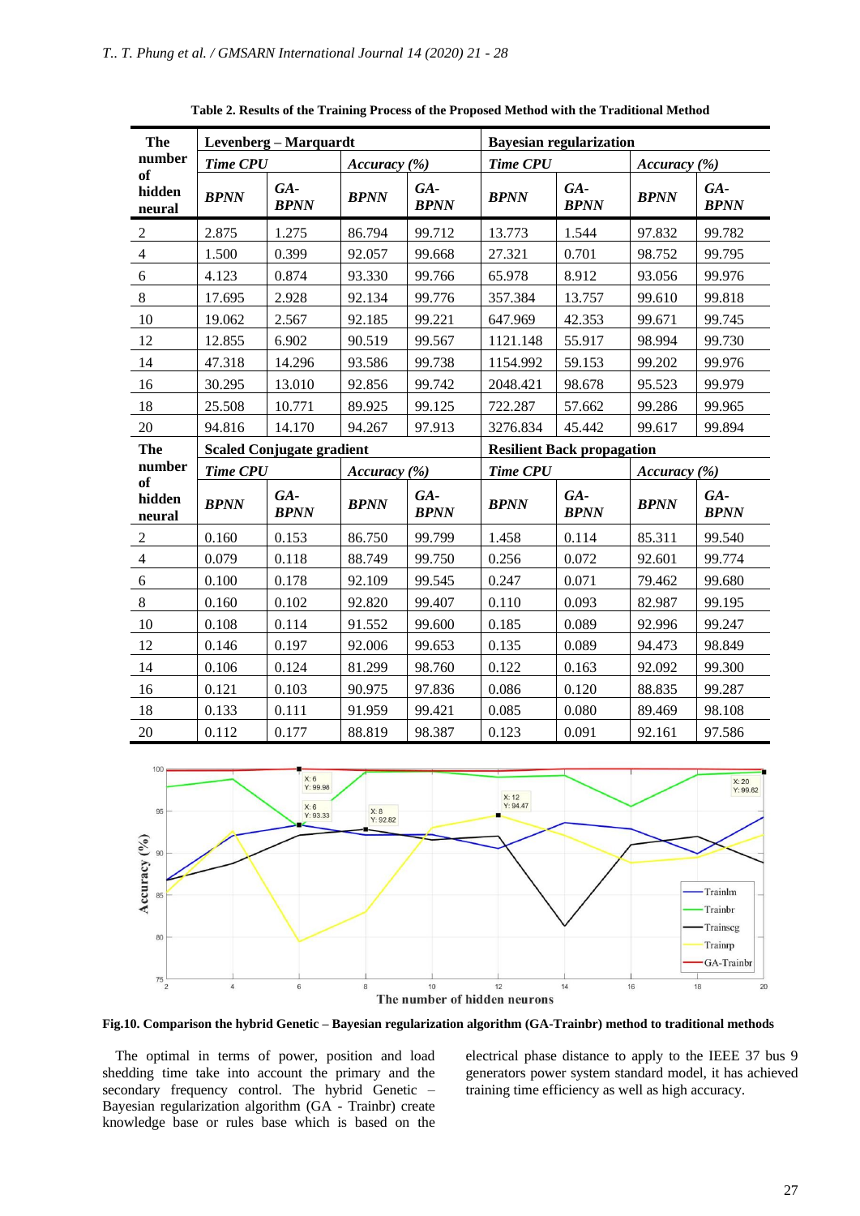**Table 2. Results of the Training Process of the Proposed Method with the Traditional Method**

| The number of hidden neural | Levenberg – Marquardt | | | | Bayesian regularization | | | |
|---|---|---|---|---|---|---|---|---|
| | *Time CPU* | | *Accuracy (%)* | | *Time CPU* | | *Accuracy (%)* | |
| | ***BPNN*** | ***GA-BPNN*** | ***BPNN*** | ***GA-BPNN*** | ***BPNN*** | ***GA-BPNN*** | ***BPNN*** | ***GA-BPNN*** |
| 2 | 2.875 | 1.275 | 86.794 | 99.712 | 13.773 | 1.544 | 97.832 | 99.782 |
| 4 | 1.500 | 0.399 | 92.057 | 99.668 | 27.321 | 0.701 | 98.752 | 99.795 |
| 6 | 4.123 | 0.874 | 93.330 | 99.766 | 65.978 | 8.912 | 93.056 | 99.976 |
| 8 | 17.695 | 2.928 | 92.134 | 99.776 | 357.384 | 13.757 | 99.610 | 99.818 |
| 10 | 19.062 | 2.567 | 92.185 | 99.221 | 647.969 | 42.353 | 99.671 | 99.745 |
| 12 | 12.855 | 6.902 | 90.519 | 99.567 | 1121.148 | 55.917 | 98.994 | 99.730 |
| 14 | 47.318 | 14.296 | 93.586 | 99.738 | 1154.992 | 59.153 | 99.202 | 99.976 |
| 16 | 30.295 | 13.010 | 92.856 | 99.742 | 2048.421 | 98.678 | 95.523 | 99.979 |
| 18 | 25.508 | 10.771 | 89.925 | 99.125 | 722.287 | 57.662 | 99.286 | 99.965 |
| 20 | 94.816 | 14.170 | 94.267 | 97.913 | 3276.834 | 45.442 | 99.617 | 99.894 |
| **The number of hidden neural** | **Scaled Conjugate gradient** | | | | **Resilient Back propagation** | | | |
| | *Time CPU* | | *Accuracy (%)* | | *Time CPU* | | *Accuracy (%)* | |
| | ***BPNN*** | ***GA-BPNN*** | ***BPNN*** | ***GA-BPNN*** | ***BPNN*** | ***GA-BPNN*** | ***BPNN*** | ***GA-BPNN*** |
| 2 | 0.160 | 0.153 | 86.750 | 99.799 | 1.458 | 0.114 | 85.311 | 99.540 |
| 4 | 0.079 | 0.118 | 88.749 | 99.750 | 0.256 | 0.072 | 92.601 | 99.774 |
| 6 | 0.100 | 0.178 | 92.109 | 99.545 | 0.247 | 0.071 | 79.462 | 99.680 |
| 8 | 0.160 | 0.102 | 92.820 | 99.407 | 0.110 | 0.093 | 82.987 | 99.195 |
| 10 | 0.108 | 0.114 | 91.552 | 99.600 | 0.185 | 0.089 | 92.996 | 99.247 |
| 12 | 0.146 | 0.197 | 92.006 | 99.653 | 0.135 | 0.089 | 94.473 | 98.849 |
| 14 | 0.106 | 0.124 | 81.299 | 98.760 | 0.122 | 0.163 | 92.092 | 99.300 |
| 16 | 0.121 | 0.103 | 90.975 | 97.836 | 0.086 | 0.120 | 88.835 | 99.287 |
| 18 | 0.133 | 0.111 | 91.959 | 99.421 | 0.085 | 0.080 | 89.469 | 98.108 |
| 20 | 0.112 | 0.177 | 88.819 | 98.387 | 0.123 | 0.091 | 92.161 | 97.586 |

**Fig.10. Comparison the hybrid Genetic – Bayesian regularization algorithm (GA-Trainbr) method to traditional methods**

The optimal in terms of power, position and load shedding time take into account the primary and the secondary frequency control. The hybrid Genetic – Bayesian regularization algorithm (GA - Trainbr) create knowledge base or rules base which is based on the electrical phase distance to apply to the IEEE 37 bus 9 generators power system standard model, it has achieved training time efficiency as well as high accuracy.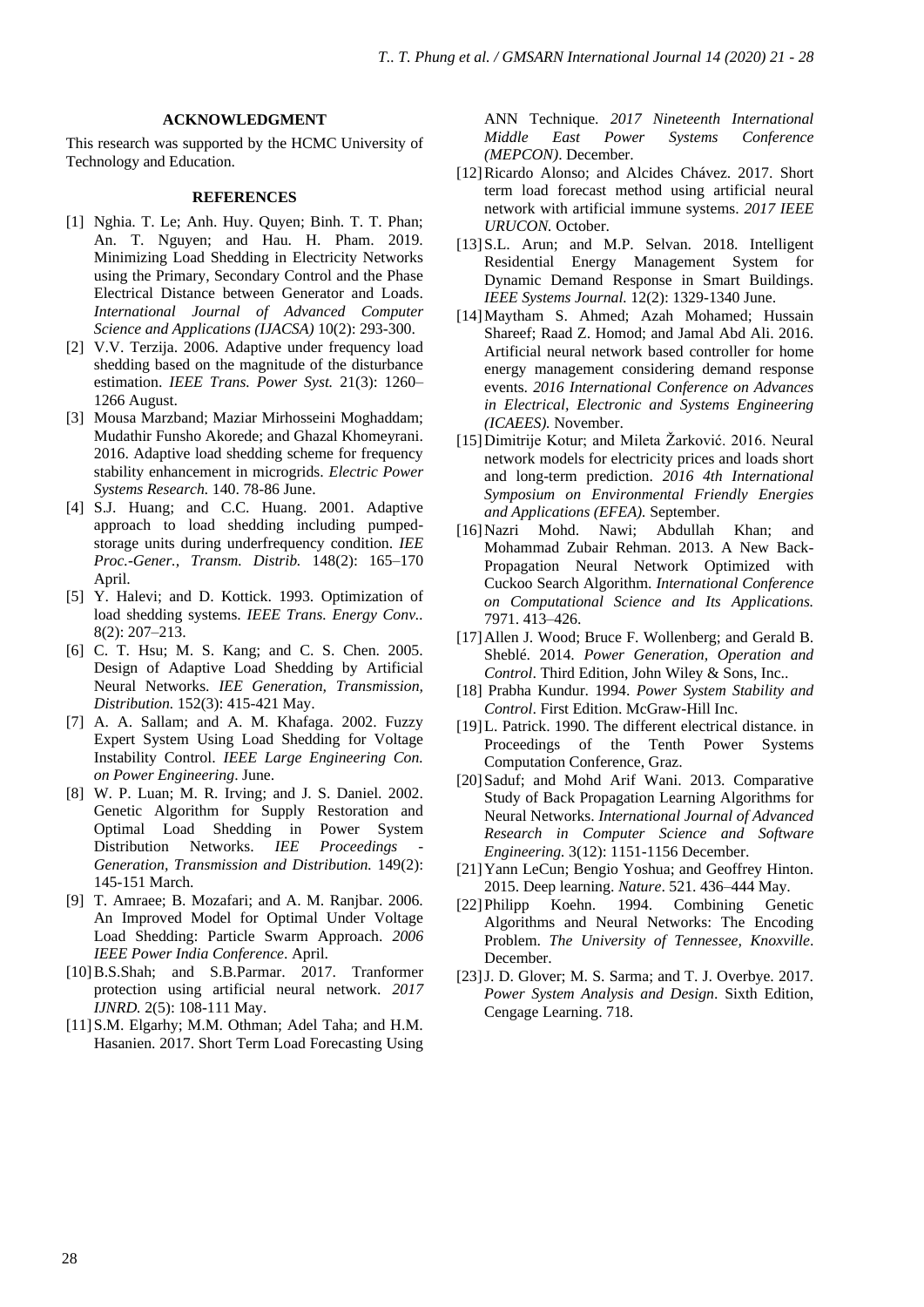## ACKNOWLEDGMENT

This research was supported by the HCMC University of Technology and Education.

## REFERENCES

[1] Nghia. T. Le; Anh. Huy. Quyen; Binh. T. T. Phan; An. T. Nguyen; and Hau. H. Pham. 2019. Minimizing Load Shedding in Electricity Networks using the Primary, Secondary Control and the Phase Electrical Distance between Generator and Loads. *International Journal of Advanced Computer Science and Applications (IJACSA)* 10(2): 293-300.

[2] V.V. Terzija. 2006. Adaptive under frequency load shedding based on the magnitude of the disturbance estimation. *IEEE Trans. Power Syst.* 21(3): 1260–1266 August.

[3] Mousa Marzband; Maziar Mirhosseini Moghaddam; Mudathir Funsho Akorede; and Ghazal Khomeyrani. 2016. Adaptive load shedding scheme for frequency stability enhancement in microgrids. *Electric Power Systems Research.* 140. 78-86 June.

[4] S.J. Huang; and C.C. Huang. 2001. Adaptive approach to load shedding including pumped-storage units during underfrequency condition. *IEE Proc.-Gener., Transm. Distrib.* 148(2): 165–170 April.

[5] Y. Halevi; and D. Kottick. 1993. Optimization of load shedding systems. *IEEE Trans. Energy Conv.*. 8(2): 207–213.

[6] C. T. Hsu; M. S. Kang; and C. S. Chen. 2005. Design of Adaptive Load Shedding by Artificial Neural Networks. *IEE Generation, Transmission, Distribution.* 152(3): 415-421 May.

[7] A. A. Sallam; and A. M. Khafaga. 2002. Fuzzy Expert System Using Load Shedding for Voltage Instability Control. *IEEE Large Engineering Con. on Power Engineering*. June.

[8] W. P. Luan; M. R. Irving; and J. S. Daniel. 2002. Genetic Algorithm for Supply Restoration and Optimal Load Shedding in Power System Distribution Networks. *IEE Proceedings - Generation, Transmission and Distribution.* 149(2): 145-151 March.

[9] T. Amraee; B. Mozafari; and A. M. Ranjbar. 2006. An Improved Model for Optimal Under Voltage Load Shedding: Particle Swarm Approach. *2006 IEEE Power India Conference*. April.

[10] B.S.Shah; and S.B.Parmar. 2017. Tranformer protection using artificial neural network. *2017 IJNRD.* 2(5): 108-111 May.

[11] S.M. Elgarhy; M.M. Othman; Adel Taha; and H.M. Hasanien. 2017. Short Term Load Forecasting Using ANN Technique. *2017 Nineteenth International Middle East Power Systems Conference (MEPCON)*. December.

[12] Ricardo Alonso; and Alcides Chávez. 2017. Short term load forecast method using artificial neural network with artificial immune systems. *2017 IEEE URUCON.* October.

[13] S.L. Arun; and M.P. Selvan. 2018. Intelligent Residential Energy Management System for Dynamic Demand Response in Smart Buildings. *IEEE Systems Journal.* 12(2): 1329-1340 June.

[14] Maytham S. Ahmed; Azah Mohamed; Hussain Shareef; Raad Z. Homod; and Jamal Abd Ali. 2016. Artificial neural network based controller for home energy management considering demand response events. *2016 International Conference on Advances in Electrical, Electronic and Systems Engineering (ICAEES).* November.

[15] Dimitrije Kotur; and Mileta Žarković. 2016. Neural network models for electricity prices and loads short and long-term prediction. *2016 4th International Symposium on Environmental Friendly Energies and Applications (EFEA).* September.

[16] Nazri Mohd. Nawi; Abdullah Khan; and Mohammad Zubair Rehman. 2013. A New Back-Propagation Neural Network Optimized with Cuckoo Search Algorithm. *International Conference on Computational Science and Its Applications.* 7971. 413–426.

[17] Allen J. Wood; Bruce F. Wollenberg; and Gerald B. Sheblé. 2014. *Power Generation, Operation and Control*. Third Edition, John Wiley & Sons, Inc..

[18] Prabha Kundur. 1994. *Power System Stability and Control*. First Edition. McGraw-Hill Inc.

[19] L. Patrick. 1990. The different electrical distance. in Proceedings of the Tenth Power Systems Computation Conference, Graz.

[20] Saduf; and Mohd Arif Wani. 2013. Comparative Study of Back Propagation Learning Algorithms for Neural Networks. *International Journal of Advanced Research in Computer Science and Software Engineering.* 3(12): 1151-1156 December.

[21] Yann LeCun; Bengio Yoshua; and Geoffrey Hinton. 2015. Deep learning. *Nature*. 521. 436–444 May.

[22] Philipp Koehn. 1994. Combining Genetic Algorithms and Neural Networks: The Encoding Problem. *The University of Tennessee, Knoxville*. December.

[23] J. D. Glover; M. S. Sarma; and T. J. Overbye. 2017. *Power System Analysis and Design*. Sixth Edition, Cengage Learning. 718.